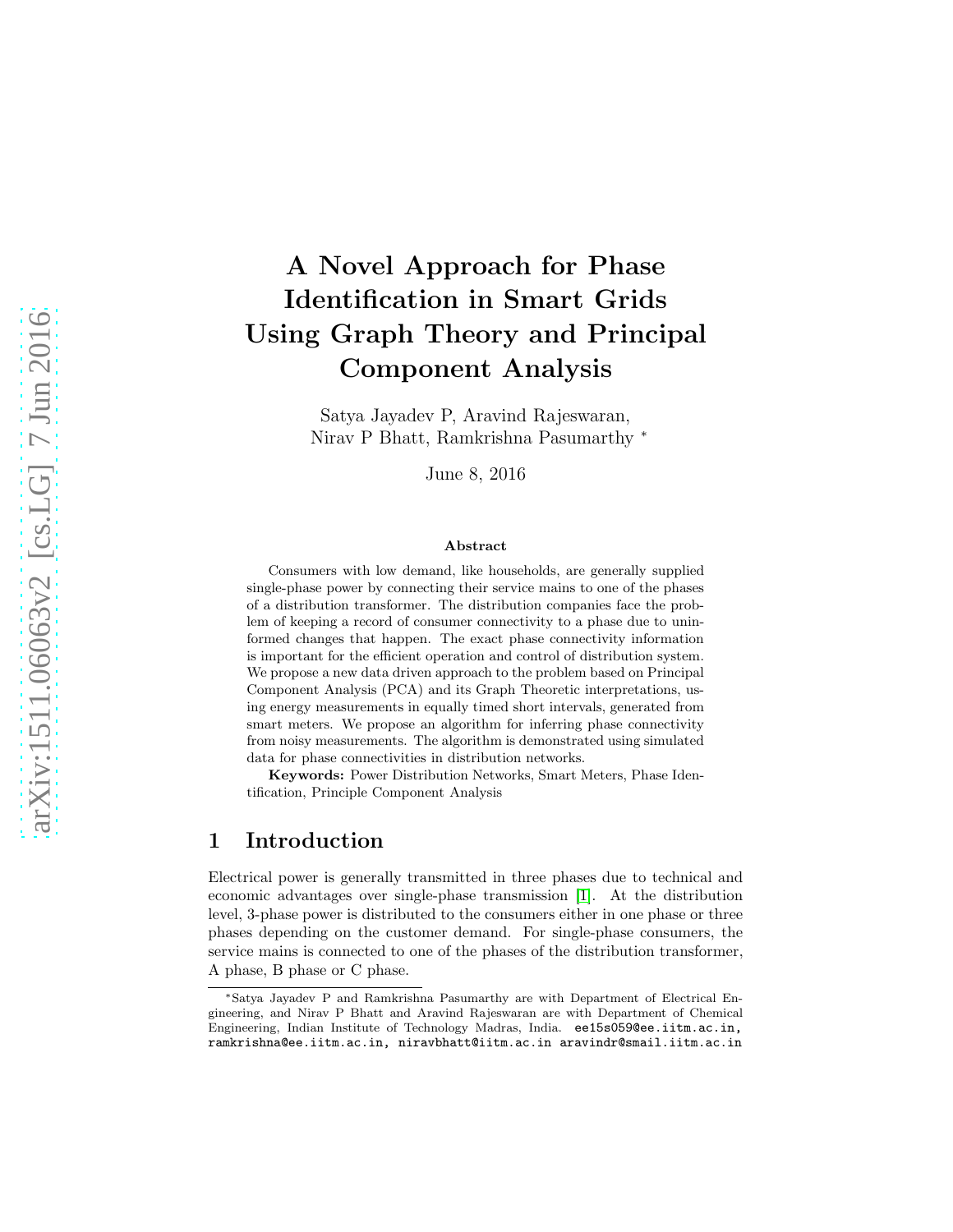// arXiv sidebar omitted as metadata

# A Novel Approach for Phase Identification in Smart Grids Using Graph Theory and Principal Component Analysis

Satya Jayadev P, Aravind Rajeswaran, Nirav P Bhatt, Ramkrishna Pasumarthy *

June 8, 2016

**Abstract**

Consumers with low demand, like households, are generally supplied single-phase power by connecting their service mains to one of the phases of a distribution transformer. The distribution companies face the problem of keeping a record of consumer connectivity to a phase due to uninformed changes that happen. The exact phase connectivity information is important for the efficient operation and control of distribution system. We propose a new data driven approach to the problem based on Principal Component Analysis (PCA) and its Graph Theoretic interpretations, using energy measurements in equally timed short intervals, generated from smart meters. We propose an algorithm for inferring phase connectivity from noisy measurements. The algorithm is demonstrated using simulated data for phase connectivities in distribution networks.

**Keywords:** Power Distribution Networks, Smart Meters, Phase Identification, Principle Component Analysis

## 1 Introduction

Electrical power is generally transmitted in three phases due to technical and economic advantages over single-phase transmission [1]. At the distribution level, 3-phase power is distributed to the consumers either in one phase or three phases depending on the customer demand. For single-phase consumers, the service mains is connected to one of the phases of the distribution transformer, A phase, B phase or C phase.

*Satya Jayadev P and Ramkrishna Pasumarthy are with Department of Electrical Engineering, and Nirav P Bhatt and Aravind Rajeswaran are with Department of Chemical Engineering, Indian Institute of Technology Madras, India. ee15s059@ee.iitm.ac.in, ramkrishna@ee.iitm.ac.in, niravbhatt@iitm.ac.in aravindr@smail.iitm.ac.in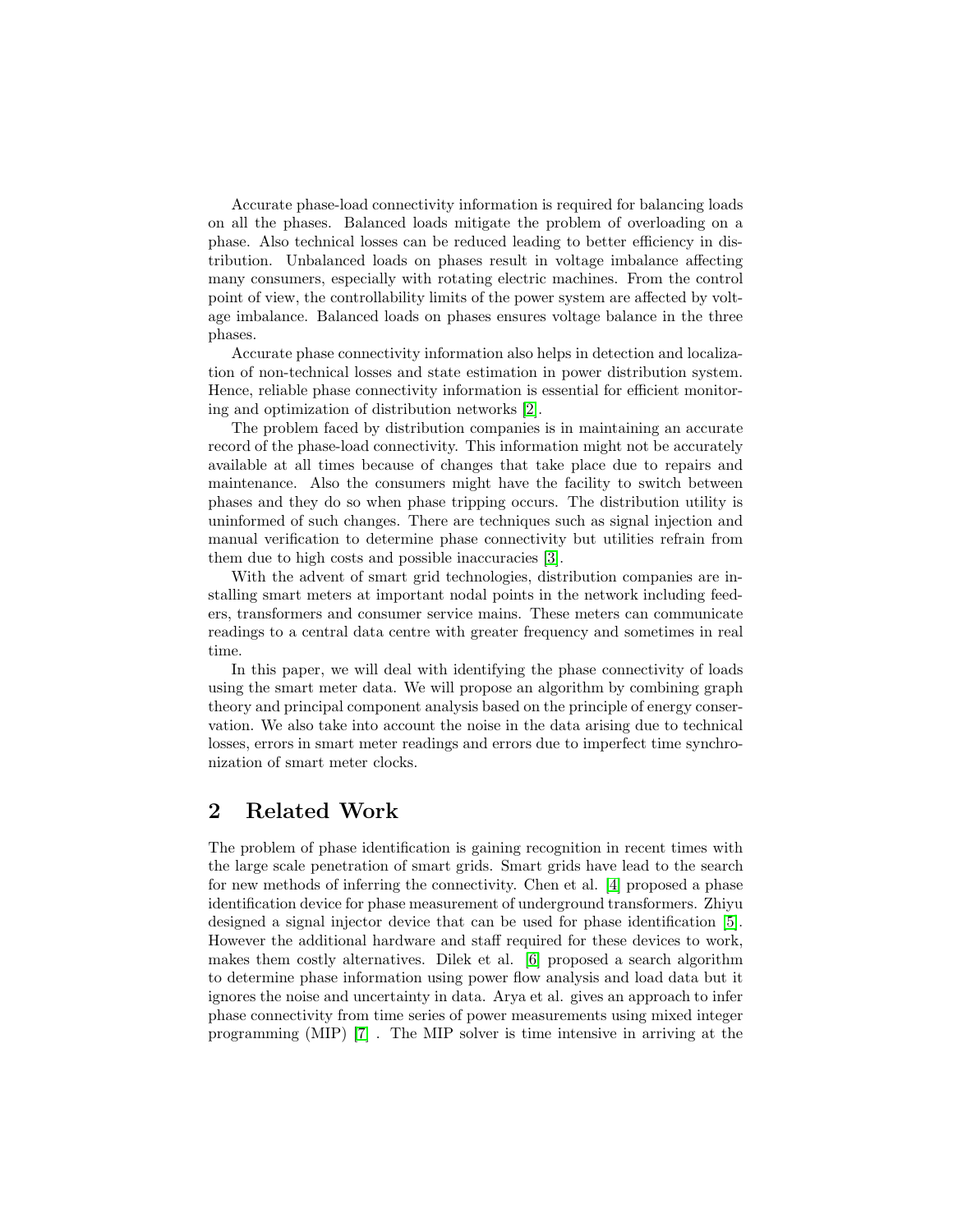Accurate phase-load connectivity information is required for balancing loads on all the phases. Balanced loads mitigate the problem of overloading on a phase. Also technical losses can be reduced leading to better efficiency in distribution. Unbalanced loads on phases result in voltage imbalance affecting many consumers, especially with rotating electric machines. From the control point of view, the controllability limits of the power system are affected by voltage imbalance. Balanced loads on phases ensures voltage balance in the three phases.

Accurate phase connectivity information also helps in detection and localization of non-technical losses and state estimation in power distribution system. Hence, reliable phase connectivity information is essential for efficient monitoring and optimization of distribution networks [2].

The problem faced by distribution companies is in maintaining an accurate record of the phase-load connectivity. This information might not be accurately available at all times because of changes that take place due to repairs and maintenance. Also the consumers might have the facility to switch between phases and they do so when phase tripping occurs. The distribution utility is uninformed of such changes. There are techniques such as signal injection and manual verification to determine phase connectivity but utilities refrain from them due to high costs and possible inaccuracies [3].

With the advent of smart grid technologies, distribution companies are installing smart meters at important nodal points in the network including feeders, transformers and consumer service mains. These meters can communicate readings to a central data centre with greater frequency and sometimes in real time.

In this paper, we will deal with identifying the phase connectivity of loads using the smart meter data. We will propose an algorithm by combining graph theory and principal component analysis based on the principle of energy conservation. We also take into account the noise in the data arising due to technical losses, errors in smart meter readings and errors due to imperfect time synchronization of smart meter clocks.

## 2 Related Work

The problem of phase identification is gaining recognition in recent times with the large scale penetration of smart grids. Smart grids have lead to the search for new methods of inferring the connectivity. Chen et al. [4] proposed a phase identification device for phase measurement of underground transformers. Zhiyu designed a signal injector device that can be used for phase identification [5]. However the additional hardware and staff required for these devices to work, makes them costly alternatives. Dilek et al. [6] proposed a search algorithm to determine phase information using power flow analysis and load data but it ignores the noise and uncertainty in data. Arya et al. gives an approach to infer phase connectivity from time series of power measurements using mixed integer programming (MIP) [7] . The MIP solver is time intensive in arriving at the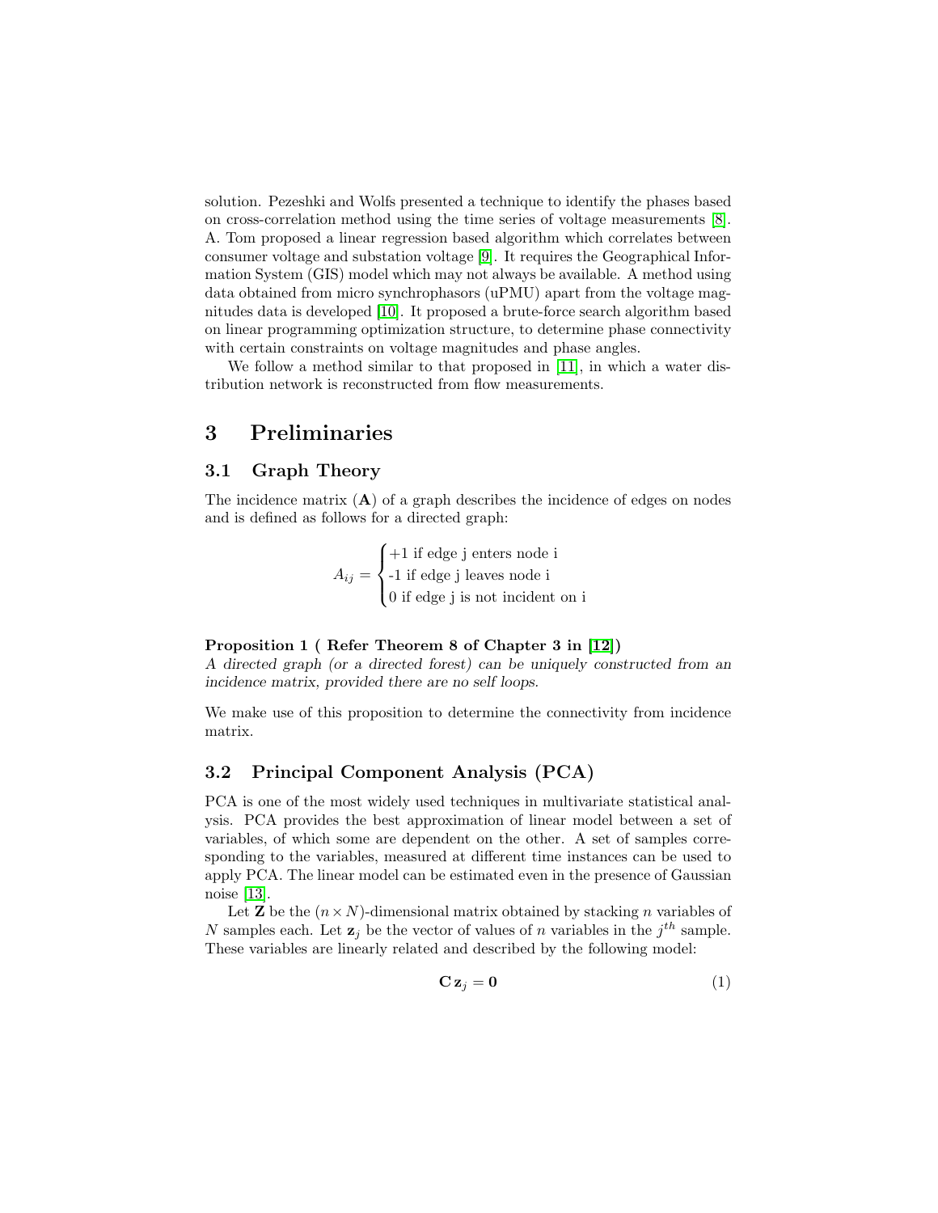solution. Pezeshki and Wolfs presented a technique to identify the phases based on cross-correlation method using the time series of voltage measurements [8]. A. Tom proposed a linear regression based algorithm which correlates between consumer voltage and substation voltage [9]. It requires the Geographical Information System (GIS) model which may not always be available. A method using data obtained from micro synchrophasors (uPMU) apart from the voltage magnitudes data is developed [10]. It proposed a brute-force search algorithm based on linear programming optimization structure, to determine phase connectivity with certain constraints on voltage magnitudes and phase angles.

We follow a method similar to that proposed in [11], in which a water distribution network is reconstructed from flow measurements.

# 3 Preliminaries

## 3.1 Graph Theory

The incidence matrix ($\mathbf{A}$) of a graph describes the incidence of edges on nodes and is defined as follows for a directed graph:

$$A_{ij} = \begin{cases} \text{+1 if edge j enters node i} \\ \text{-1 if edge j leaves node i} \\ \text{0 if edge j is not incident on i} \end{cases}$$

**Proposition 1 ( Refer Theorem 8 of Chapter 3 in [12])**
*A directed graph (or a directed forest) can be uniquely constructed from an incidence matrix, provided there are no self loops.*

We make use of this proposition to determine the connectivity from incidence matrix.

## 3.2 Principal Component Analysis (PCA)

PCA is one of the most widely used techniques in multivariate statistical analysis. PCA provides the best approximation of linear model between a set of variables, of which some are dependent on the other. A set of samples corresponding to the variables, measured at different time instances can be used to apply PCA. The linear model can be estimated even in the presence of Gaussian noise [13].

Let $\mathbf{Z}$ be the $(n \times N)$-dimensional matrix obtained by stacking $n$ variables of $N$ samples each. Let $\mathbf{z}_j$ be the vector of values of $n$ variables in the $j^{th}$ sample. These variables are linearly related and described by the following model:

$$\mathbf{C}\,\mathbf{z}_j = \mathbf{0} \tag{1}$$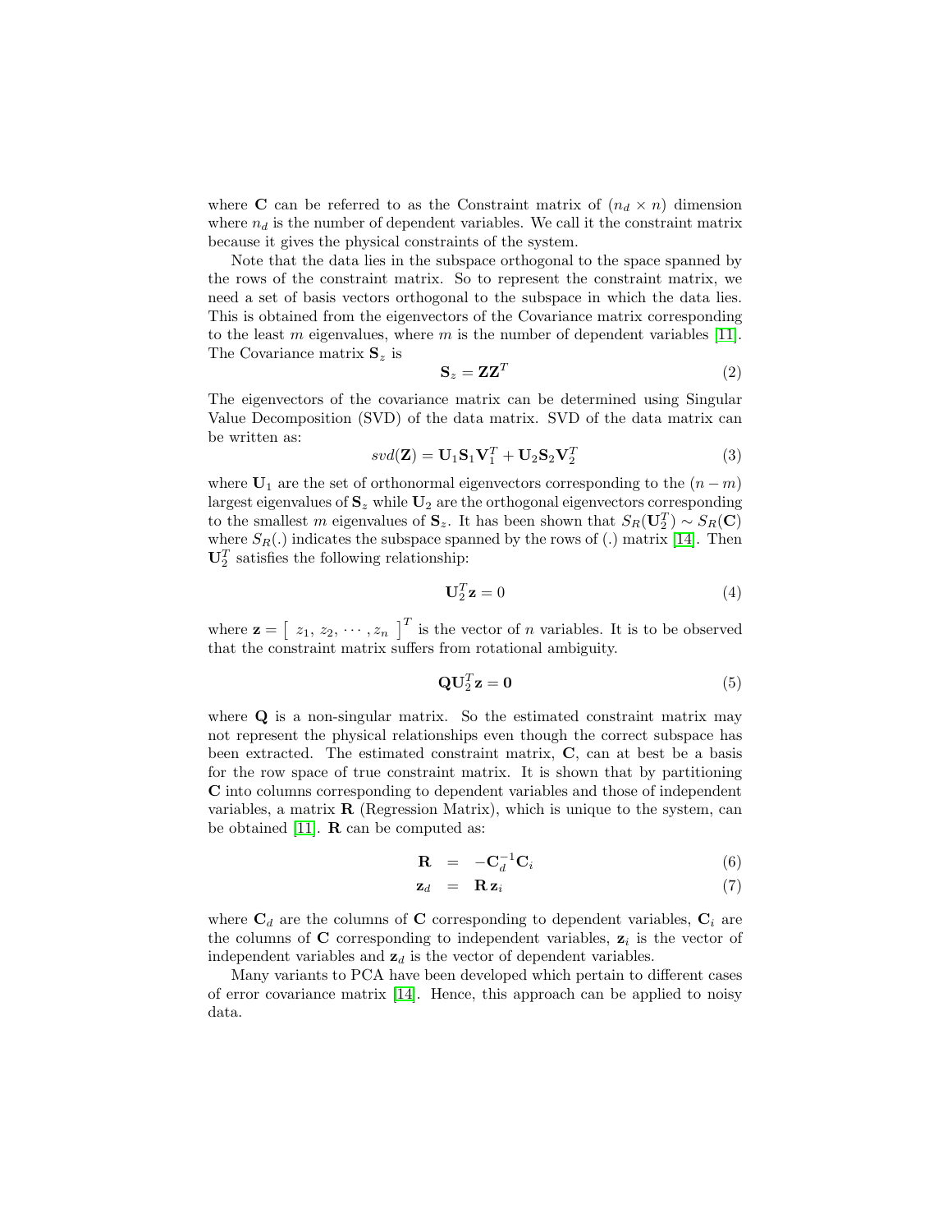where $\mathbf{C}$ can be referred to as the Constraint matrix of $(n_d \times n)$ dimension where $n_d$ is the number of dependent variables. We call it the constraint matrix because it gives the physical constraints of the system.

Note that the data lies in the subspace orthogonal to the space spanned by the rows of the constraint matrix. So to represent the constraint matrix, we need a set of basis vectors orthogonal to the subspace in which the data lies. This is obtained from the eigenvectors of the Covariance matrix corresponding to the least $m$ eigenvalues, where $m$ is the number of dependent variables [11]. The Covariance matrix $\mathbf{S}_z$ is

$$\mathbf{S}_z = \mathbf{Z}\mathbf{Z}^T \tag{2}$$

The eigenvectors of the covariance matrix can be determined using Singular Value Decomposition (SVD) of the data matrix. SVD of the data matrix can be written as:

$$svd(\mathbf{Z}) = \mathbf{U}_1\mathbf{S}_1\mathbf{V}_1^T + \mathbf{U}_2\mathbf{S}_2\mathbf{V}_2^T \tag{3}$$

where $\mathbf{U}_1$ are the set of orthonormal eigenvectors corresponding to the $(n-m)$ largest eigenvalues of $\mathbf{S}_z$ while $\mathbf{U}_2$ are the orthogonal eigenvectors corresponding to the smallest $m$ eigenvalues of $\mathbf{S}_z$. It has been shown that $S_R(\mathbf{U}_2^T) \sim S_R(\mathbf{C})$ where $S_R(.)$ indicates the subspace spanned by the rows of (.) matrix [14]. Then $\mathbf{U}_2^T$ satisfies the following relationship:

$$\mathbf{U}_2^T\mathbf{z} = 0 \tag{4}$$

where $\mathbf{z} = \left[\ z_1,\ z_2,\ \cdots,\ z_n\ \right]^T$ is the vector of $n$ variables. It is to be observed that the constraint matrix suffers from rotational ambiguity.

$$\mathbf{Q}\mathbf{U}_2^T\mathbf{z} = \mathbf{0} \tag{5}$$

where $\mathbf{Q}$ is a non-singular matrix. So the estimated constraint matrix may not represent the physical relationships even though the correct subspace has been extracted. The estimated constraint matrix, $\mathbf{C}$, can at best be a basis for the row space of true constraint matrix. It is shown that by partitioning $\mathbf{C}$ into columns corresponding to dependent variables and those of independent variables, a matrix $\mathbf{R}$ (Regression Matrix), which is unique to the system, can be obtained [11]. $\mathbf{R}$ can be computed as:

$$\mathbf{R} = -\mathbf{C}_d^{-1}\mathbf{C}_i \tag{6}$$

$$\mathbf{z}_d = \mathbf{R}\,\mathbf{z}_i \tag{7}$$

where $\mathbf{C}_d$ are the columns of $\mathbf{C}$ corresponding to dependent variables, $\mathbf{C}_i$ are the columns of $\mathbf{C}$ corresponding to independent variables, $\mathbf{z}_i$ is the vector of independent variables and $\mathbf{z}_d$ is the vector of dependent variables.

Many variants to PCA have been developed which pertain to different cases of error covariance matrix [14]. Hence, this approach can be applied to noisy data.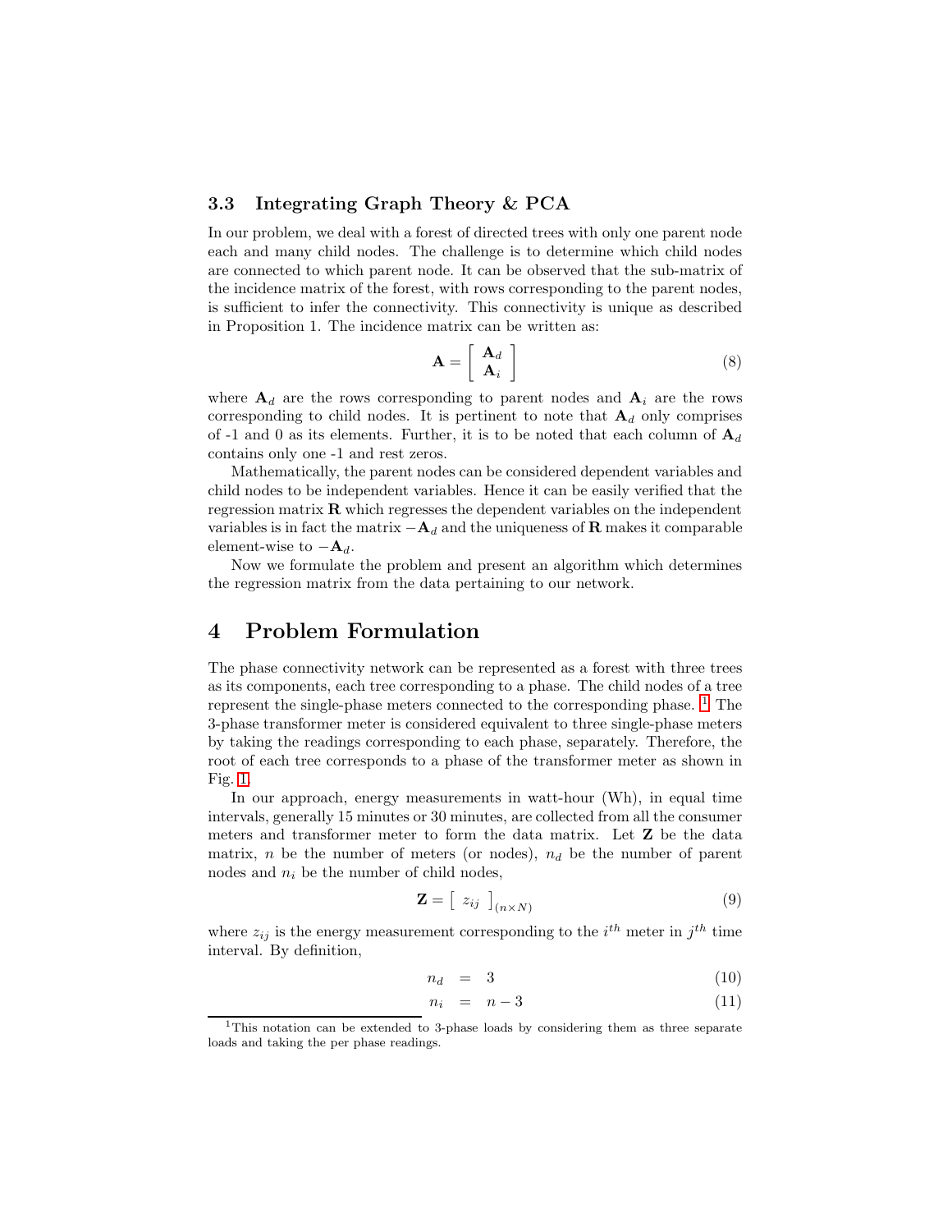### 3.3 Integrating Graph Theory & PCA

In our problem, we deal with a forest of directed trees with only one parent node each and many child nodes. The challenge is to determine which child nodes are connected to which parent node. It can be observed that the sub-matrix of the incidence matrix of the forest, with rows corresponding to the parent nodes, is sufficient to infer the connectivity. This connectivity is unique as described in Proposition 1. The incidence matrix can be written as:

$$\mathbf{A} = \begin{bmatrix} \mathbf{A}_d \\ \mathbf{A}_i \end{bmatrix} \tag{8}$$

where $\mathbf{A}_d$ are the rows corresponding to parent nodes and $\mathbf{A}_i$ are the rows corresponding to child nodes. It is pertinent to note that $\mathbf{A}_d$ only comprises of -1 and 0 as its elements. Further, it is to be noted that each column of $\mathbf{A}_d$ contains only one -1 and rest zeros.

Mathematically, the parent nodes can be considered dependent variables and child nodes to be independent variables. Hence it can be easily verified that the regression matrix $\mathbf{R}$ which regresses the dependent variables on the independent variables is in fact the matrix $-\mathbf{A}_d$ and the uniqueness of $\mathbf{R}$ makes it comparable element-wise to $-\mathbf{A}_d$.

Now we formulate the problem and present an algorithm which determines the regression matrix from the data pertaining to our network.

## 4 Problem Formulation

The phase connectivity network can be represented as a forest with three trees as its components, each tree corresponding to a phase. The child nodes of a tree represent the single-phase meters connected to the corresponding phase. [1] The 3-phase transformer meter is considered equivalent to three single-phase meters by taking the readings corresponding to each phase, separately. Therefore, the root of each tree corresponds to a phase of the transformer meter as shown in Fig. 1.

In our approach, energy measurements in watt-hour (Wh), in equal time intervals, generally 15 minutes or 30 minutes, are collected from all the consumer meters and transformer meter to form the data matrix. Let $\mathbf{Z}$ be the data matrix, $n$ be the number of meters (or nodes), $n_d$ be the number of parent nodes and $n_i$ be the number of child nodes,

$$\mathbf{Z} = \begin{bmatrix} z_{ij} \end{bmatrix}_{(n \times N)} \tag{9}$$

where $z_{ij}$ is the energy measurement corresponding to the $i^{th}$ meter in $j^{th}$ time interval. By definition,

$$n_d = 3 \tag{10}$$

$$n_i = n - 3 \tag{11}$$

[1] This notation can be extended to 3-phase loads by considering them as three separate loads and taking the per phase readings.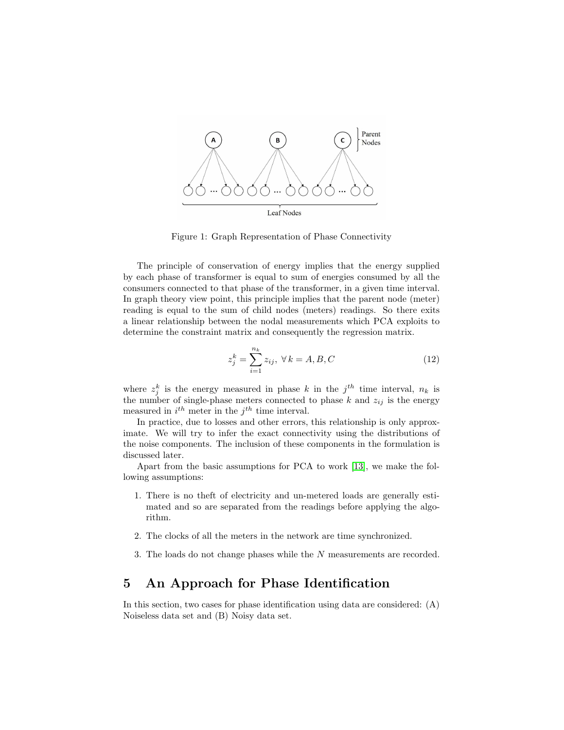Figure 1: Graph Representation of Phase Connectivity

The principle of conservation of energy implies that the energy supplied by each phase of transformer is equal to sum of energies consumed by all the consumers connected to that phase of the transformer, in a given time interval. In graph theory view point, this principle implies that the parent node (meter) reading is equal to the sum of child nodes (meters) readings. So there exits a linear relationship between the nodal measurements which PCA exploits to determine the constraint matrix and consequently the regression matrix.

$$z_j^k = \sum_{i=1}^{n_k} z_{ij}, \; \forall \, k = A, B, C \tag{12}$$

where $z_j^k$ is the energy measured in phase $k$ in the $j^{th}$ time interval, $n_k$ is the number of single-phase meters connected to phase $k$ and $z_{ij}$ is the energy measured in $i^{th}$ meter in the $j^{th}$ time interval.

In practice, due to losses and other errors, this relationship is only approximate. We will try to infer the exact connectivity using the distributions of the noise components. The inclusion of these components in the formulation is discussed later.

Apart from the basic assumptions for PCA to work [13], we make the following assumptions:

1. There is no theft of electricity and un-metered loads are generally estimated and so are separated from the readings before applying the algorithm.
2. The clocks of all the meters in the network are time synchronized.
3. The loads do not change phases while the $N$ measurements are recorded.

# 5 An Approach for Phase Identification

In this section, two cases for phase identification using data are considered: (A) Noiseless data set and (B) Noisy data set.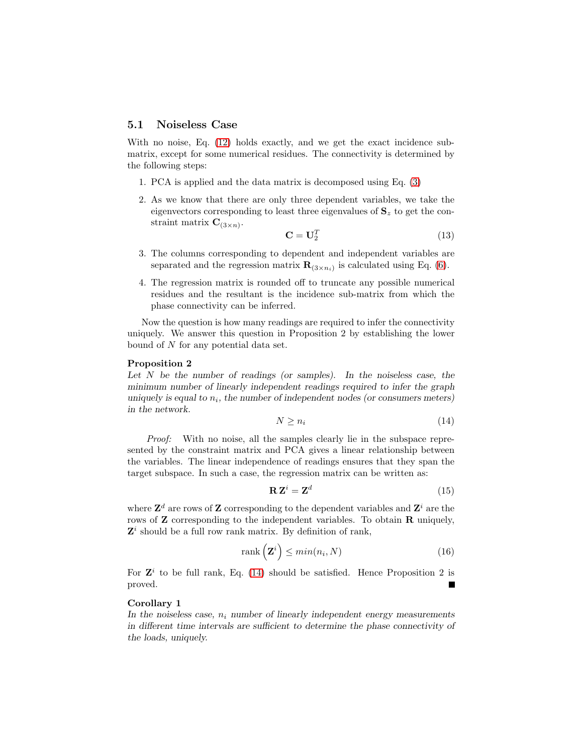### 5.1 Noiseless Case

With no noise, Eq. (12) holds exactly, and we get the exact incidence sub-matrix, except for some numerical residues. The connectivity is determined by the following steps:

1. PCA is applied and the data matrix is decomposed using Eq. (3)
2. As we know that there are only three dependent variables, we take the eigenvectors corresponding to least three eigenvalues of $\mathbf{S}_z$ to get the constraint matrix $\mathbf{C}_{(3\times n)}$.

$$\mathbf{C} = \mathbf{U}_2^T \tag{13}$$

3. The columns corresponding to dependent and independent variables are separated and the regression matrix $\mathbf{R}_{(3\times n_i)}$ is calculated using Eq. (6).
4. The regression matrix is rounded off to truncate any possible numerical residues and the resultant is the incidence sub-matrix from which the phase connectivity can be inferred.

Now the question is how many readings are required to infer the connectivity uniquely. We answer this question in Proposition 2 by establishing the lower bound of $N$ for any potential data set.

**Proposition 2**
*Let $N$ be the number of readings (or samples). In the noiseless case, the minimum number of linearly independent readings required to infer the graph uniquely is equal to $n_i$, the number of independent nodes (or consumers meters) in the network.*

$$N \geq n_i \tag{14}$$

*Proof:* With no noise, all the samples clearly lie in the subspace represented by the constraint matrix and PCA gives a linear relationship between the variables. The linear independence of readings ensures that they span the target subspace. In such a case, the regression matrix can be written as:

$$\mathbf{R}\,\mathbf{Z}^i = \mathbf{Z}^d \tag{15}$$

where $\mathbf{Z}^d$ are rows of $\mathbf{Z}$ corresponding to the dependent variables and $\mathbf{Z}^i$ are the rows of $\mathbf{Z}$ corresponding to the independent variables. To obtain $\mathbf{R}$ uniquely, $\mathbf{Z}^i$ should be a full row rank matrix. By definition of rank,

$$\text{rank}\left(\mathbf{Z}^i\right) \leq min(n_i, N) \tag{16}$$

For $\mathbf{Z}^i$ to be full rank, Eq. (14) should be satisfied. Hence Proposition 2 is proved. ■

**Corollary 1**
*In the noiseless case, $n_i$ number of linearly independent energy measurements in different time intervals are sufficient to determine the phase connectivity of the loads, uniquely.*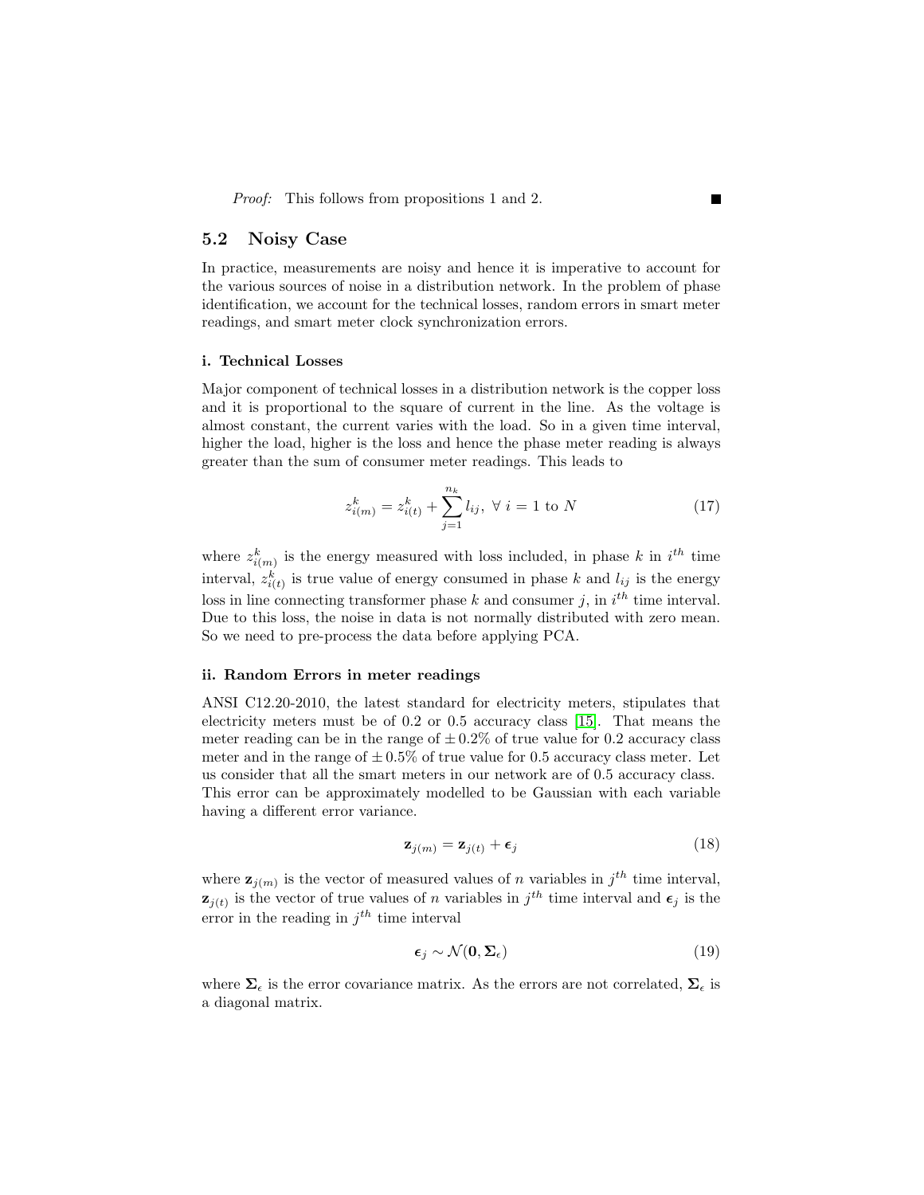*Proof:* This follows from propositions 1 and 2. ∎

## 5.2 Noisy Case

In practice, measurements are noisy and hence it is imperative to account for the various sources of noise in a distribution network. In the problem of phase identification, we account for the technical losses, random errors in smart meter readings, and smart meter clock synchronization errors.

### i. Technical Losses

Major component of technical losses in a distribution network is the copper loss and it is proportional to the square of current in the line. As the voltage is almost constant, the current varies with the load. So in a given time interval, higher the load, higher is the loss and hence the phase meter reading is always greater than the sum of consumer meter readings. This leads to

$$z^k_{i(m)} = z^k_{i(t)} + \sum_{j=1}^{n_k} l_{ij},\ \forall\ i = 1 \text{ to } N \tag{17}$$

where $z^k_{i(m)}$ is the energy measured with loss included, in phase $k$ in $i^{th}$ time interval, $z^k_{i(t)}$ is true value of energy consumed in phase $k$ and $l_{ij}$ is the energy loss in line connecting transformer phase $k$ and consumer $j$, in $i^{th}$ time interval. Due to this loss, the noise in data is not normally distributed with zero mean. So we need to pre-process the data before applying PCA.

### ii. Random Errors in meter readings

ANSI C12.20-2010, the latest standard for electricity meters, stipulates that electricity meters must be of 0.2 or 0.5 accuracy class [15]. That means the meter reading can be in the range of $\pm\,0.2\%$ of true value for 0.2 accuracy class meter and in the range of $\pm\,0.5\%$ of true value for 0.5 accuracy class meter. Let us consider that all the smart meters in our network are of 0.5 accuracy class. This error can be approximately modelled to be Gaussian with each variable having a different error variance.

$$\mathbf{z}_{j(m)} = \mathbf{z}_{j(t)} + \boldsymbol{\epsilon}_j \tag{18}$$

where $\mathbf{z}_{j(m)}$ is the vector of measured values of $n$ variables in $j^{th}$ time interval, $\mathbf{z}_{j(t)}$ is the vector of true values of $n$ variables in $j^{th}$ time interval and $\boldsymbol{\epsilon}_j$ is the error in the reading in $j^{th}$ time interval

$$\boldsymbol{\epsilon}_j \sim \mathcal{N}(\mathbf{0}, \boldsymbol{\Sigma}_\epsilon) \tag{19}$$

where $\boldsymbol{\Sigma}_\epsilon$ is the error covariance matrix. As the errors are not correlated, $\boldsymbol{\Sigma}_\epsilon$ is a diagonal matrix.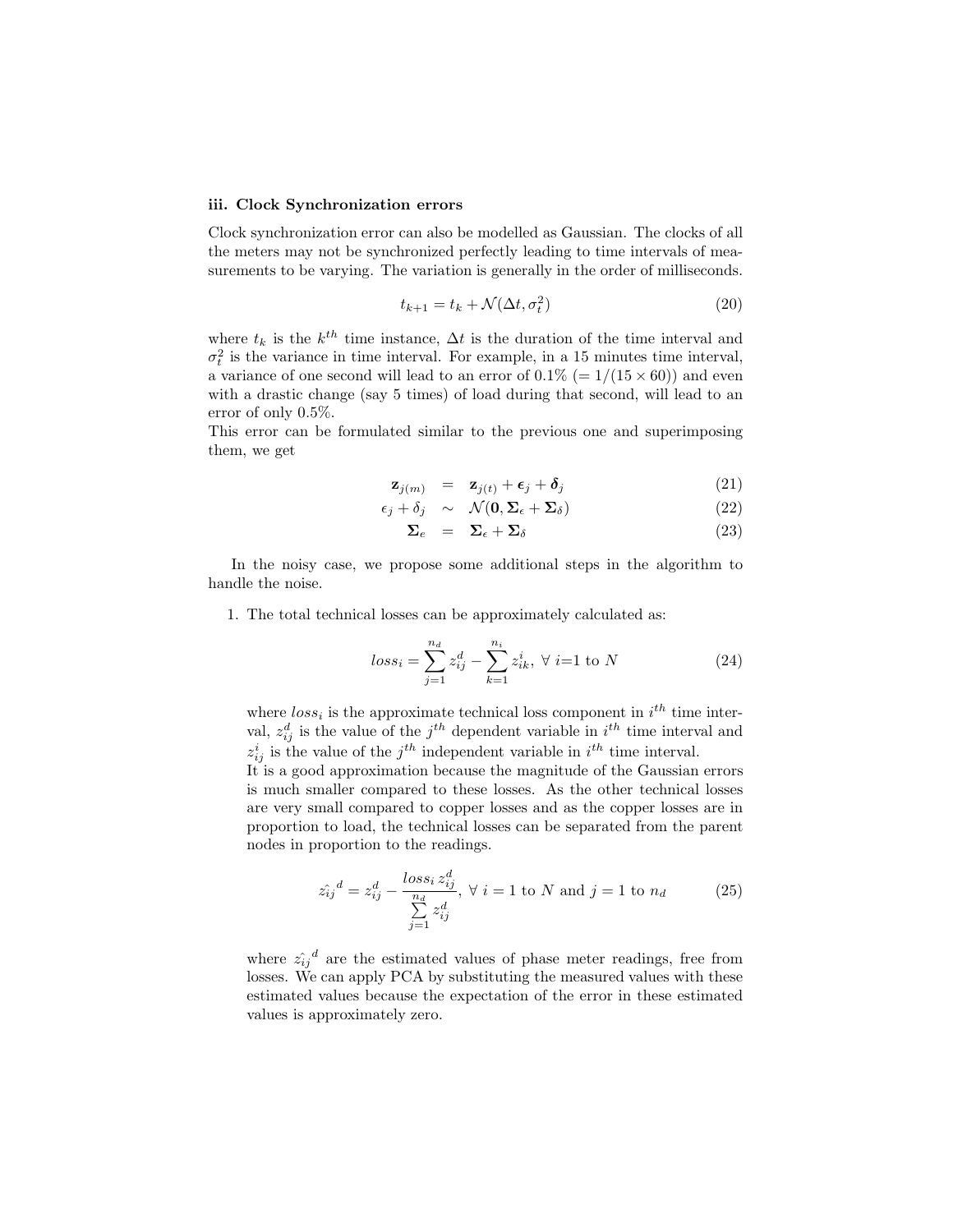### iii. Clock Synchronization errors

Clock synchronization error can also be modelled as Gaussian. The clocks of all the meters may not be synchronized perfectly leading to time intervals of measurements to be varying. The variation is generally in the order of milliseconds.

$$t_{k+1} = t_k + \mathcal{N}(\Delta t, \sigma_t^2) \tag{20}$$

where $t_k$ is the $k^{th}$ time instance, $\Delta t$ is the duration of the time interval and $\sigma_t^2$ is the variance in time interval. For example, in a 15 minutes time interval, a variance of one second will lead to an error of 0.1% ($= 1/(15 \times 60)$) and even with a drastic change (say 5 times) of load during that second, will lead to an error of only 0.5%.

This error can be formulated similar to the previous one and superimposing them, we get

$$\mathbf{z}_{j(m)} = \mathbf{z}_{j(t)} + \boldsymbol{\epsilon}_j + \boldsymbol{\delta}_j \tag{21}$$

$$\epsilon_j + \delta_j \sim \mathcal{N}(\mathbf{0}, \boldsymbol{\Sigma}_\epsilon + \boldsymbol{\Sigma}_\delta) \tag{22}$$

$$\boldsymbol{\Sigma}_e = \boldsymbol{\Sigma}_\epsilon + \boldsymbol{\Sigma}_\delta \tag{23}$$

In the noisy case, we propose some additional steps in the algorithm to handle the noise.

1. The total technical losses can be approximately calculated as:

$$loss_i = \sum_{j=1}^{n_d} z_{ij}^d - \sum_{k=1}^{n_i} z_{ik}^i, \ \forall \ i\text{=1 to } N \tag{24}$$

where $loss_i$ is the approximate technical loss component in $i^{th}$ time interval, $z_{ij}^d$ is the value of the $j^{th}$ dependent variable in $i^{th}$ time interval and $z_{ij}^i$ is the value of the $j^{th}$ independent variable in $i^{th}$ time interval.
It is a good approximation because the magnitude of the Gaussian errors is much smaller compared to these losses. As the other technical losses are very small compared to copper losses and as the copper losses are in proportion to load, the technical losses can be separated from the parent nodes in proportion to the readings.

$$\hat{z_{ij}}^d = z_{ij}^d - \frac{loss_i \, z_{ij}^d}{\sum\limits_{j=1}^{n_d} z_{ij}^d}, \ \forall \ i = 1 \text{ to } N \text{ and } j = 1 \text{ to } n_d \tag{25}$$

where $\hat{z_{ij}}^d$ are the estimated values of phase meter readings, free from losses. We can apply PCA by substituting the measured values with these estimated values because the expectation of the error in these estimated values is approximately zero.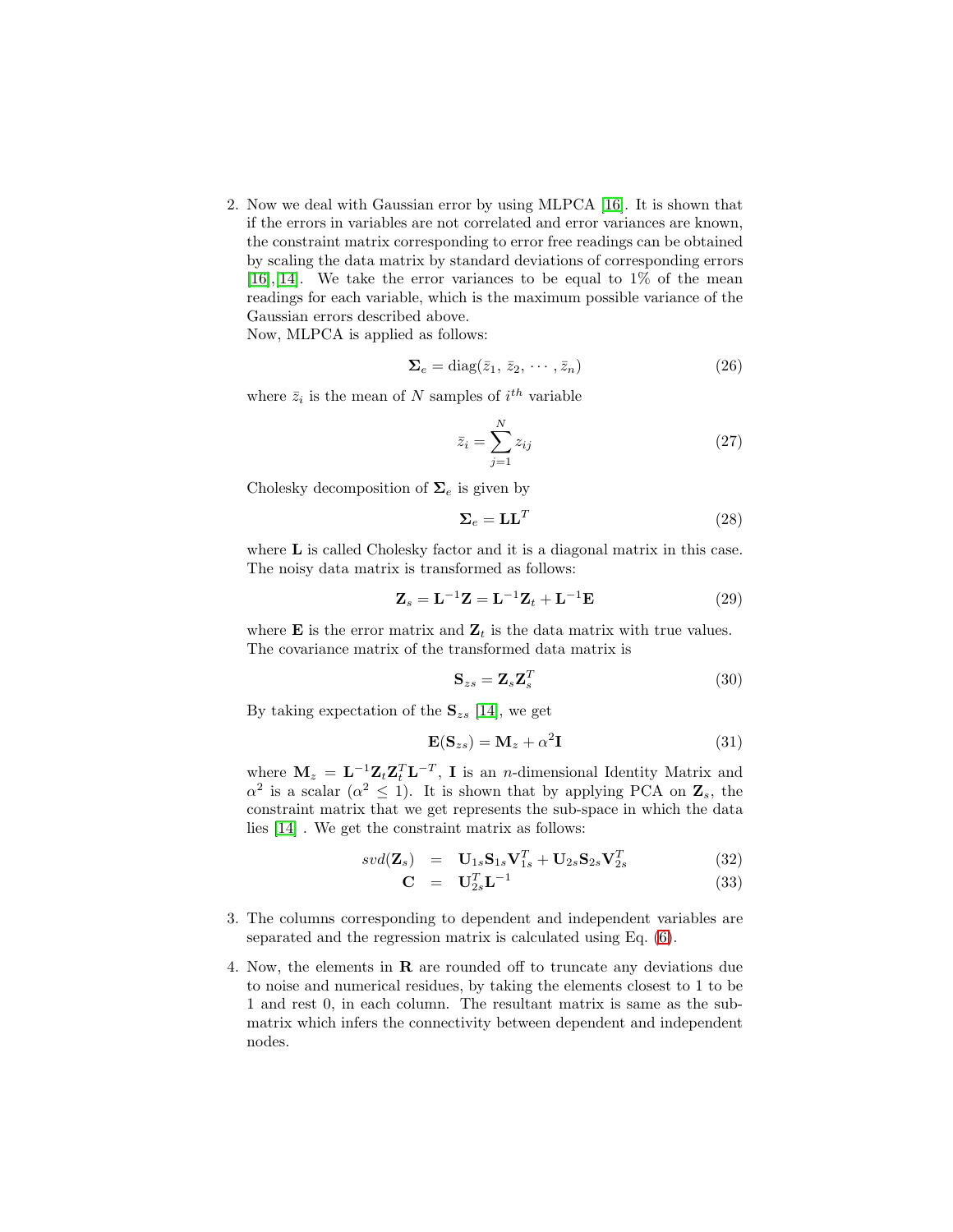2. Now we deal with Gaussian error by using MLPCA [16]. It is shown that if the errors in variables are not correlated and error variances are known, the constraint matrix corresponding to error free readings can be obtained by scaling the data matrix by standard deviations of corresponding errors [16],[14]. We take the error variances to be equal to 1% of the mean readings for each variable, which is the maximum possible variance of the Gaussian errors described above.
   Now, MLPCA is applied as follows:

$$\mathbf{\Sigma}_e = \text{diag}(\bar{z}_1,\ \bar{z}_2,\ \cdots,\bar{z}_n) \tag{26}$$

   where $\bar{z}_i$ is the mean of $N$ samples of $i^{th}$ variable

$$\bar{z}_i = \sum_{j=1}^{N} z_{ij} \tag{27}$$

   Cholesky decomposition of $\mathbf{\Sigma}_e$ is given by

$$\mathbf{\Sigma}_e = \mathbf{L}\mathbf{L}^T \tag{28}$$

   where $\mathbf{L}$ is called Cholesky factor and it is a diagonal matrix in this case. The noisy data matrix is transformed as follows:

$$\mathbf{Z}_s = \mathbf{L}^{-1}\mathbf{Z} = \mathbf{L}^{-1}\mathbf{Z}_t + \mathbf{L}^{-1}\mathbf{E} \tag{29}$$

   where $\mathbf{E}$ is the error matrix and $\mathbf{Z}_t$ is the data matrix with true values. The covariance matrix of the transformed data matrix is

$$\mathbf{S}_{zs} = \mathbf{Z}_s\mathbf{Z}_s^T \tag{30}$$

   By taking expectation of the $\mathbf{S}_{zs}$ [14], we get

$$\mathbf{E}(\mathbf{S}_{zs}) = \mathbf{M}_z + \alpha^2\mathbf{I} \tag{31}$$

   where $\mathbf{M}_z = \mathbf{L}^{-1}\mathbf{Z}_t\mathbf{Z}_t^T\mathbf{L}^{-T}$, $\mathbf{I}$ is an $n$-dimensional Identity Matrix and $\alpha^2$ is a scalar ($\alpha^2 \leq 1$). It is shown that by applying PCA on $\mathbf{Z}_s$, the constraint matrix that we get represents the sub-space in which the data lies [14] . We get the constraint matrix as follows:

$$svd(\mathbf{Z}_s) = \mathbf{U}_{1s}\mathbf{S}_{1s}\mathbf{V}_{1s}^T + \mathbf{U}_{2s}\mathbf{S}_{2s}\mathbf{V}_{2s}^T \tag{32}$$

$$\mathbf{C} = \mathbf{U}_{2s}^T\mathbf{L}^{-1} \tag{33}$$

3. The columns corresponding to dependent and independent variables are separated and the regression matrix is calculated using Eq. (6).

4. Now, the elements in $\mathbf{R}$ are rounded off to truncate any deviations due to noise and numerical residues, by taking the elements closest to 1 to be 1 and rest 0, in each column. The resultant matrix is same as the sub-matrix which infers the connectivity between dependent and independent nodes.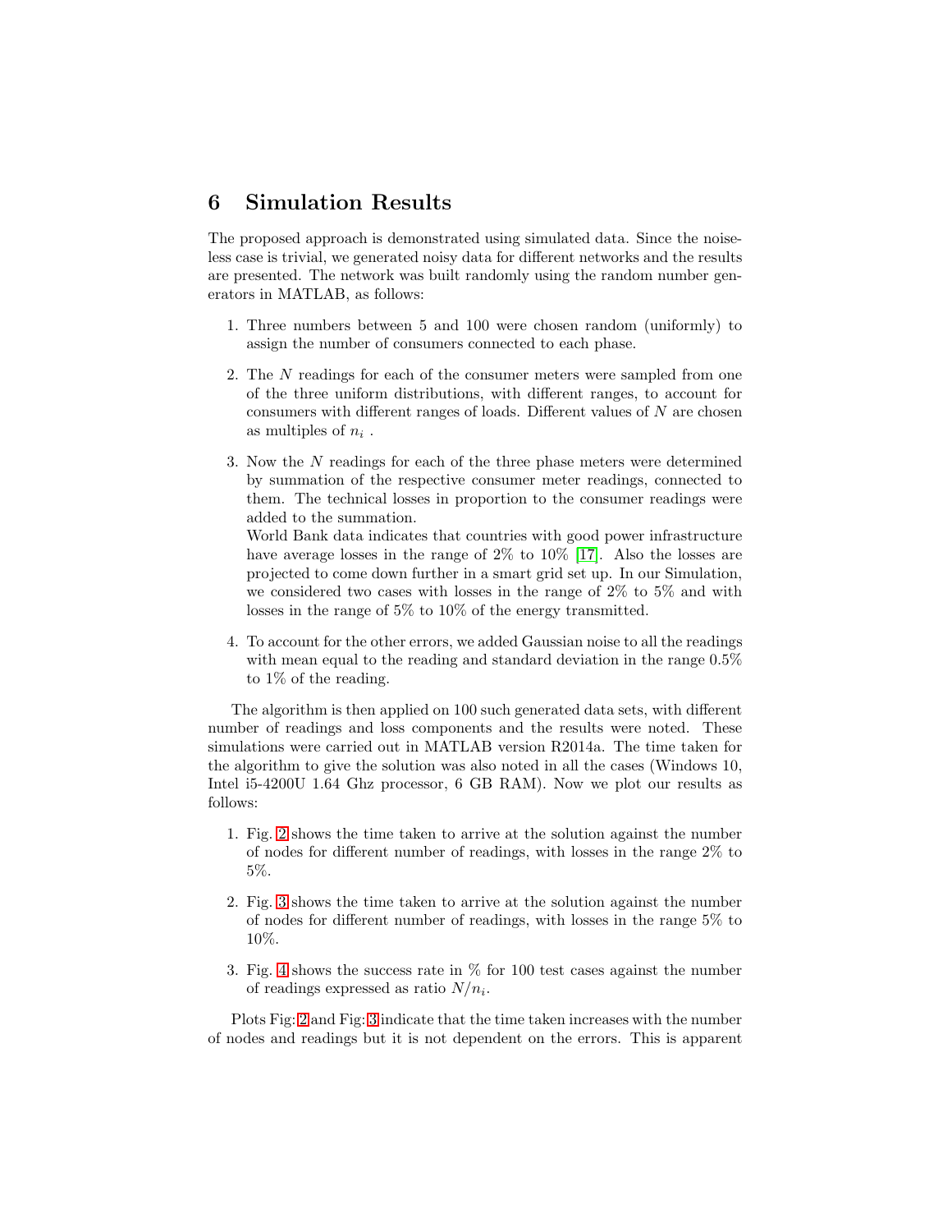## 6 Simulation Results

The proposed approach is demonstrated using simulated data. Since the noiseless case is trivial, we generated noisy data for different networks and the results are presented. The network was built randomly using the random number generators in MATLAB, as follows:

1. Three numbers between 5 and 100 were chosen random (uniformly) to assign the number of consumers connected to each phase.
2. The $N$ readings for each of the consumer meters were sampled from one of the three uniform distributions, with different ranges, to account for consumers with different ranges of loads. Different values of $N$ are chosen as multiples of $n_i$ .
3. Now the $N$ readings for each of the three phase meters were determined by summation of the respective consumer meter readings, connected to them. The technical losses in proportion to the consumer readings were added to the summation.
   World Bank data indicates that countries with good power infrastructure have average losses in the range of 2% to 10% [17]. Also the losses are projected to come down further in a smart grid set up. In our Simulation, we considered two cases with losses in the range of 2% to 5% and with losses in the range of 5% to 10% of the energy transmitted.
4. To account for the other errors, we added Gaussian noise to all the readings with mean equal to the reading and standard deviation in the range 0.5% to 1% of the reading.

The algorithm is then applied on 100 such generated data sets, with different number of readings and loss components and the results were noted. These simulations were carried out in MATLAB version R2014a. The time taken for the algorithm to give the solution was also noted in all the cases (Windows 10, Intel i5-4200U 1.64 Ghz processor, 6 GB RAM). Now we plot our results as follows:

1. Fig. 2 shows the time taken to arrive at the solution against the number of nodes for different number of readings, with losses in the range 2% to 5%.
2. Fig. 3 shows the time taken to arrive at the solution against the number of nodes for different number of readings, with losses in the range 5% to 10%.
3. Fig. 4 shows the success rate in % for 100 test cases against the number of readings expressed as ratio $N/n_i$.

Plots Fig: 2 and Fig: 3 indicate that the time taken increases with the number of nodes and readings but it is not dependent on the errors. This is apparent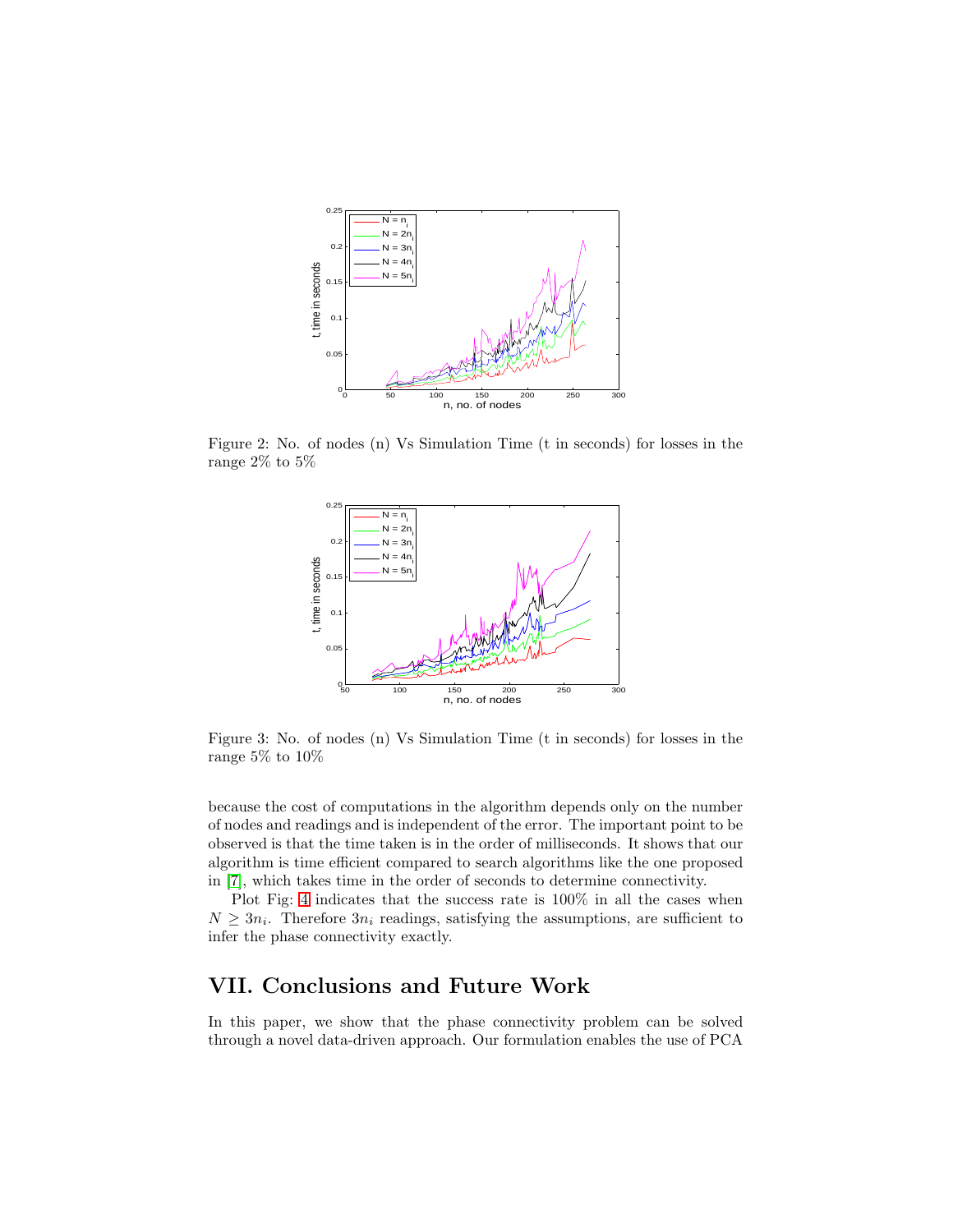Figure 2: No. of nodes (n) Vs Simulation Time (t in seconds) for losses in the range 2% to 5%

Figure 3: No. of nodes (n) Vs Simulation Time (t in seconds) for losses in the range 5% to 10%

because the cost of computations in the algorithm depends only on the number of nodes and readings and is independent of the error. The important point to be observed is that the time taken is in the order of milliseconds. It shows that our algorithm is time efficient compared to search algorithms like the one proposed in [7], which takes time in the order of seconds to determine connectivity.

Plot Fig: 4 indicates that the success rate is 100% in all the cases when $N \geq 3n_i$. Therefore $3n_i$ readings, satisfying the assumptions, are sufficient to infer the phase connectivity exactly.

## VII. Conclusions and Future Work

In this paper, we show that the phase connectivity problem can be solved through a novel data-driven approach. Our formulation enables the use of PCA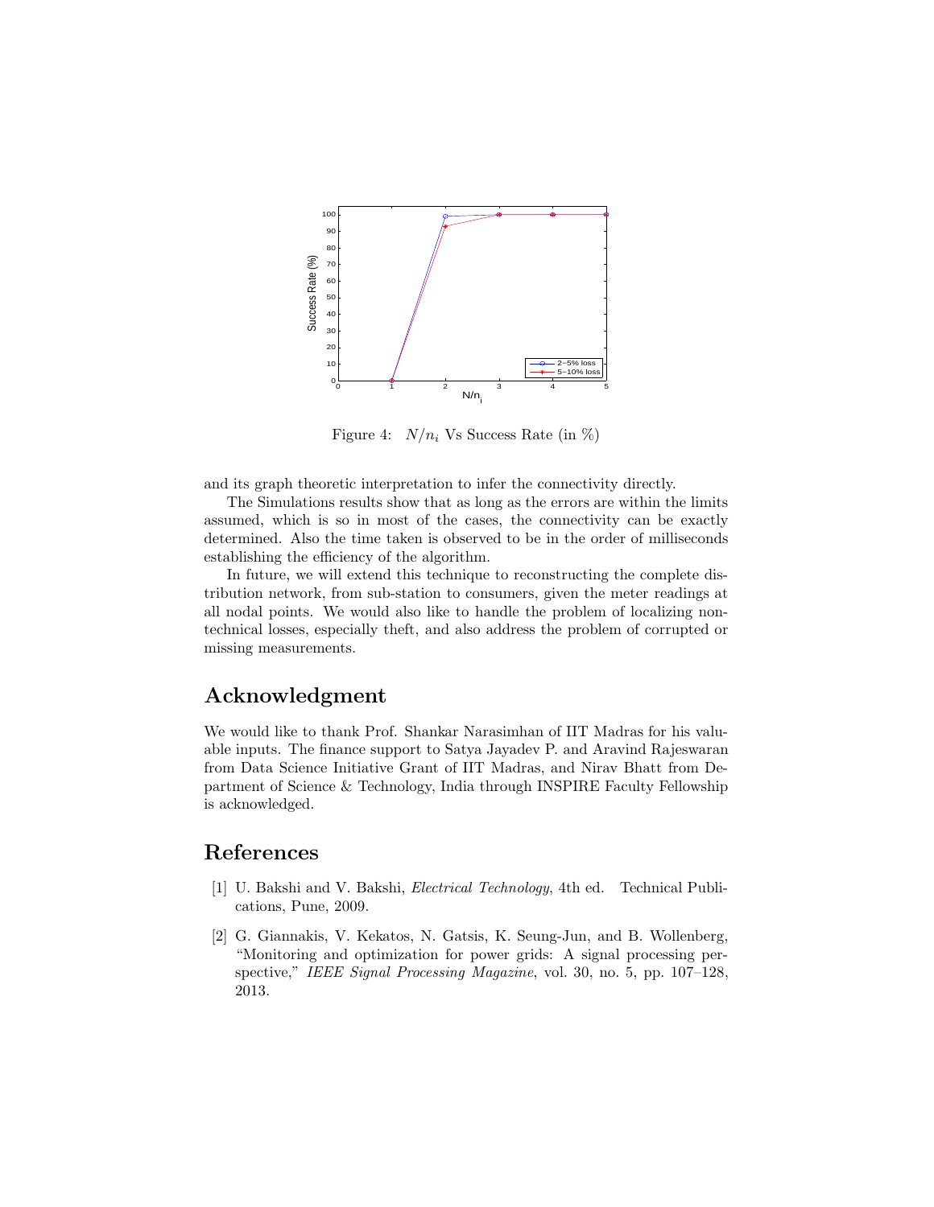Figure 4: $N/n_i$ Vs Success Rate (in %)

and its graph theoretic interpretation to infer the connectivity directly.

The Simulations results show that as long as the errors are within the limits assumed, which is so in most of the cases, the connectivity can be exactly determined. Also the time taken is observed to be in the order of milliseconds establishing the efficiency of the algorithm.

In future, we will extend this technique to reconstructing the complete distribution network, from sub-station to consumers, given the meter readings at all nodal points. We would also like to handle the problem of localizing non-technical losses, especially theft, and also address the problem of corrupted or missing measurements.

## Acknowledgment

We would like to thank Prof. Shankar Narasimhan of IIT Madras for his valuable inputs. The finance support to Satya Jayadev P. and Aravind Rajeswaran from Data Science Initiative Grant of IIT Madras, and Nirav Bhatt from Department of Science & Technology, India through INSPIRE Faculty Fellowship is acknowledged.

## References

[1] U. Bakshi and V. Bakshi, *Electrical Technology*, 4th ed. Technical Publications, Pune, 2009.

[2] G. Giannakis, V. Kekatos, N. Gatsis, K. Seung-Jun, and B. Wollenberg, "Monitoring and optimization for power grids: A signal processing perspective," *IEEE Signal Processing Magazine*, vol. 30, no. 5, pp. 107–128, 2013.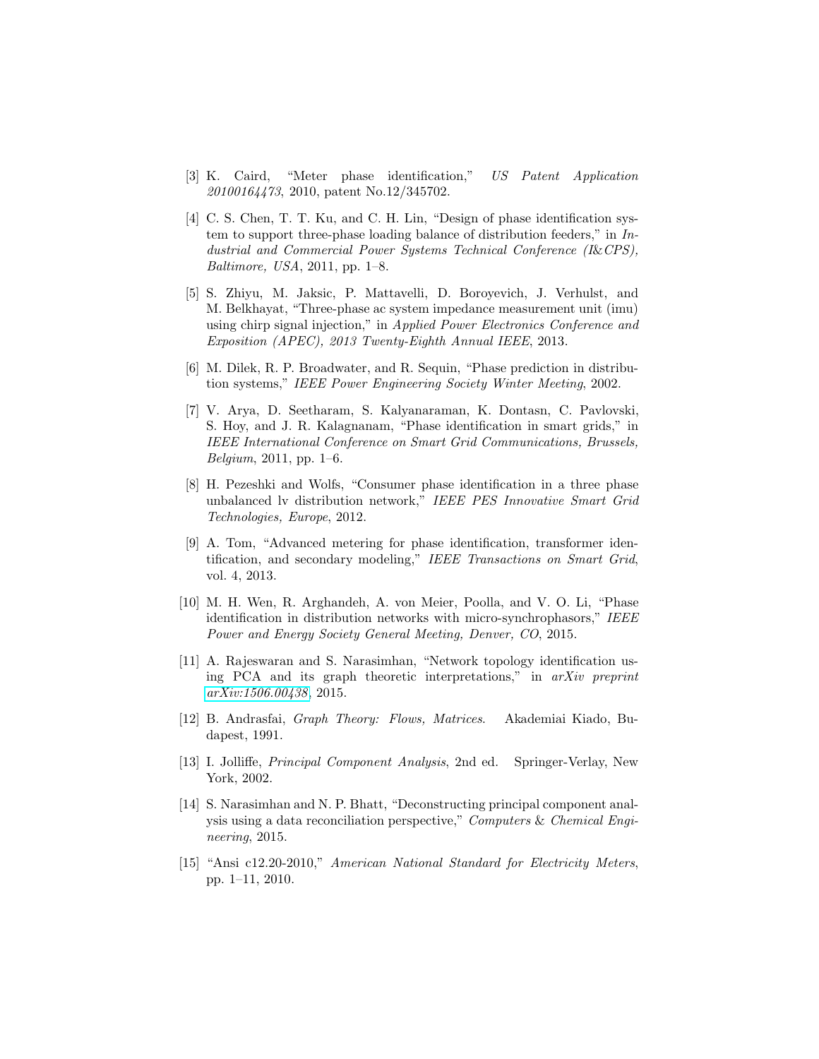[3] K. Caird, "Meter phase identification," *US Patent Application 20100164473*, 2010, patent No.12/345702.

[4] C. S. Chen, T. T. Ku, and C. H. Lin, "Design of phase identification system to support three-phase loading balance of distribution feeders," in *Industrial and Commercial Power Systems Technical Conference (I&CPS), Baltimore, USA*, 2011, pp. 1–8.

[5] S. Zhiyu, M. Jaksic, P. Mattavelli, D. Boroyevich, J. Verhulst, and M. Belkhayat, "Three-phase ac system impedance measurement unit (imu) using chirp signal injection," in *Applied Power Electronics Conference and Exposition (APEC), 2013 Twenty-Eighth Annual IEEE*, 2013.

[6] M. Dilek, R. P. Broadwater, and R. Sequin, "Phase prediction in distribution systems," *IEEE Power Engineering Society Winter Meeting*, 2002.

[7] V. Arya, D. Seetharam, S. Kalyanaraman, K. Dontasn, C. Pavlovski, S. Hoy, and J. R. Kalagnanam, "Phase identification in smart grids," in *IEEE International Conference on Smart Grid Communications, Brussels, Belgium*, 2011, pp. 1–6.

[8] H. Pezeshki and Wolfs, "Consumer phase identification in a three phase unbalanced lv distribution network," *IEEE PES Innovative Smart Grid Technologies, Europe*, 2012.

[9] A. Tom, "Advanced metering for phase identification, transformer identification, and secondary modeling," *IEEE Transactions on Smart Grid*, vol. 4, 2013.

[10] M. H. Wen, R. Arghandeh, A. von Meier, Poolla, and V. O. Li, "Phase identification in distribution networks with micro-synchrophasors," *IEEE Power and Energy Society General Meeting, Denver, CO*, 2015.

[11] A. Rajeswaran and S. Narasimhan, "Network topology identification using PCA and its graph theoretic interpretations," in *arXiv preprint arXiv:1506.00438*, 2015.

[12] B. Andrasfai, *Graph Theory: Flows, Matrices*. Akademiai Kiado, Budapest, 1991.

[13] I. Jolliffe, *Principal Component Analysis*, 2nd ed. Springer-Verlay, New York, 2002.

[14] S. Narasimhan and N. P. Bhatt, "Deconstructing principal component analysis using a data reconciliation perspective," *Computers & Chemical Engineering*, 2015.

[15] "Ansi c12.20-2010," *American National Standard for Electricity Meters*, pp. 1–11, 2010.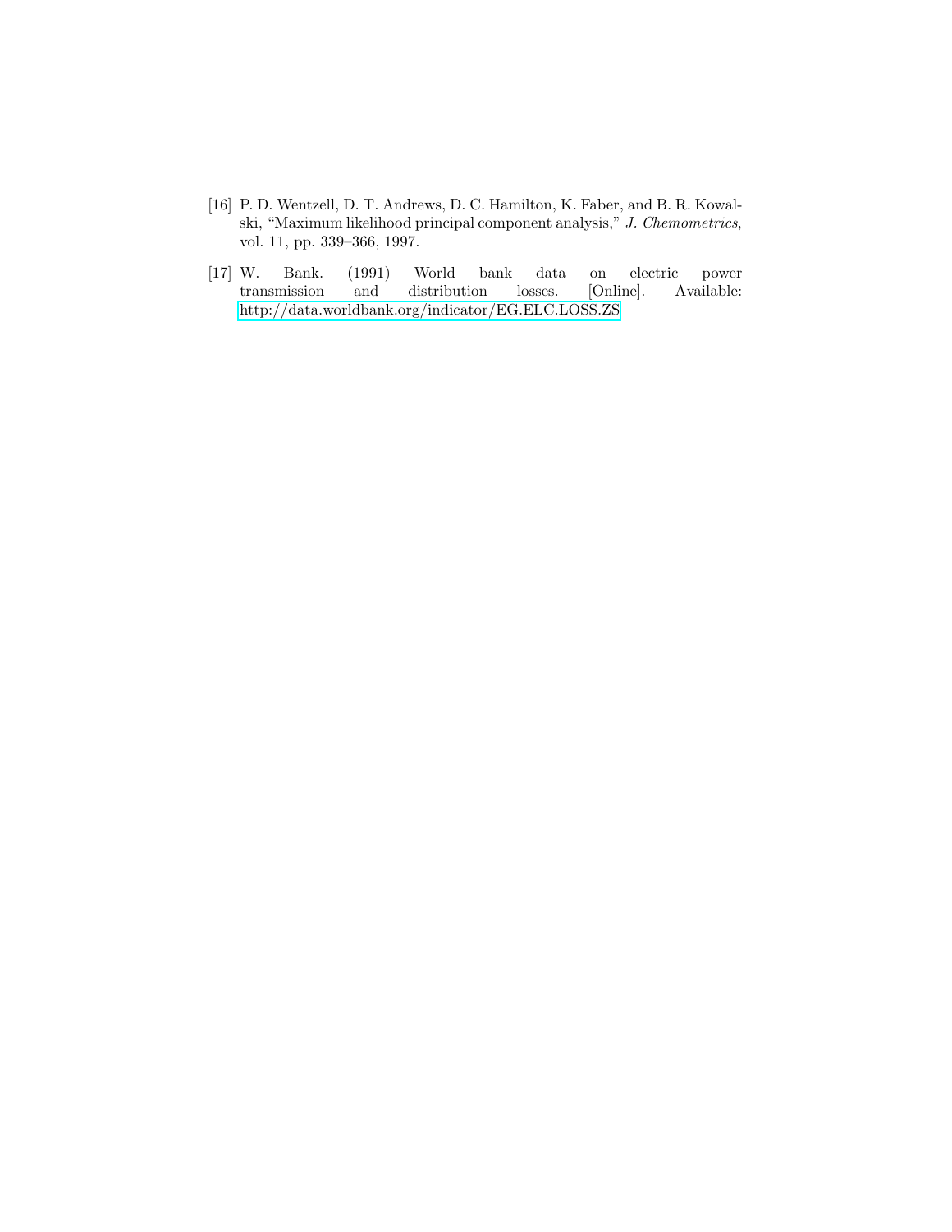[16] P. D. Wentzell, D. T. Andrews, D. C. Hamilton, K. Faber, and B. R. Kowalski, "Maximum likelihood principal component analysis," *J. Chemometrics*, vol. 11, pp. 339–366, 1997.

[17] W. Bank. (1991) World bank data on electric power transmission and distribution losses. [Online]. Available: http://data.worldbank.org/indicator/EG.ELC.LOSS.ZS